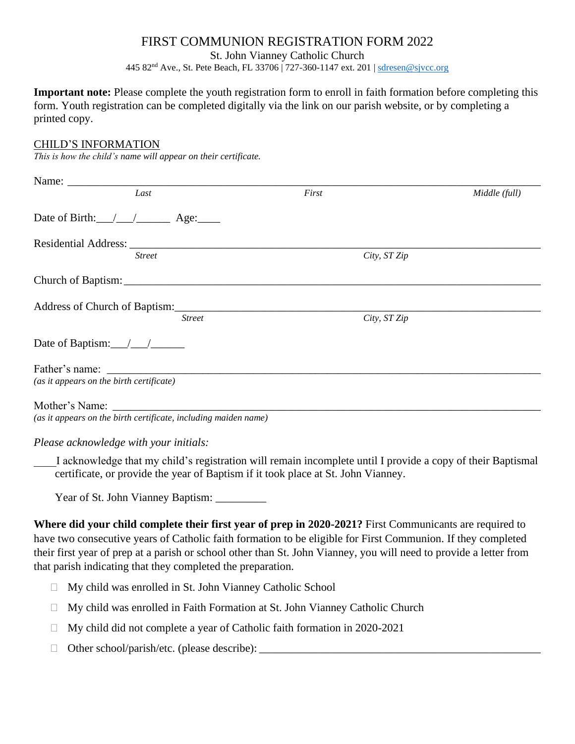# FIRST COMMUNION REGISTRATION FORM 2022

St. John Vianney Catholic Church

445 82nd Ave., St. Pete Beach, FL 33706 | 727-360-1147 ext. 201 | sdresen@sjvcc.org

**Important note:** Please complete the youth registration form to enroll in faith formation before completing this form. Youth registration can be completed digitally via the link on our parish website, or by completing a printed copy.

## CHILD'S INFORMATION

*This is how the child's name will appear on their certificate.*

Name: ______________________________________________________________________________
*Last* *First* *Middle (full)*

Date of Birth:___/___/______ Age:____

Residential Address: ________________________________________________________________
*Street* *City, ST Zip*

Church of Baptism:___________________________________________________________________

Address of Church of Baptism:_________________________________________________________
*Street* *City, ST Zip*

Date of Baptism:___/___/______

Father's name: ______________________________________________________________________
*(as it appears on the birth certificate)*

Mother's Name: _____________________________________________________________________
*(as it appears on the birth certificate, including maiden name)*

*Please acknowledge with your initials:*

____I acknowledge that my child's registration will remain incomplete until I provide a copy of their Baptismal certificate, or provide the year of Baptism if it took place at St. John Vianney.

Year of St. John Vianney Baptism: _________

**Where did your child complete their first year of prep in 2020-2021?** First Communicants are required to have two consecutive years of Catholic faith formation to be eligible for First Communion. If they completed their first year of prep at a parish or school other than St. John Vianney, you will need to provide a letter from that parish indicating that they completed the preparation.

- ☐ My child was enrolled in St. John Vianney Catholic School
- ☐ My child was enrolled in Faith Formation at St. John Vianney Catholic Church
- ☐ My child did not complete a year of Catholic faith formation in 2020-2021
- ☐ Other school/parish/etc. (please describe): ____________________________________________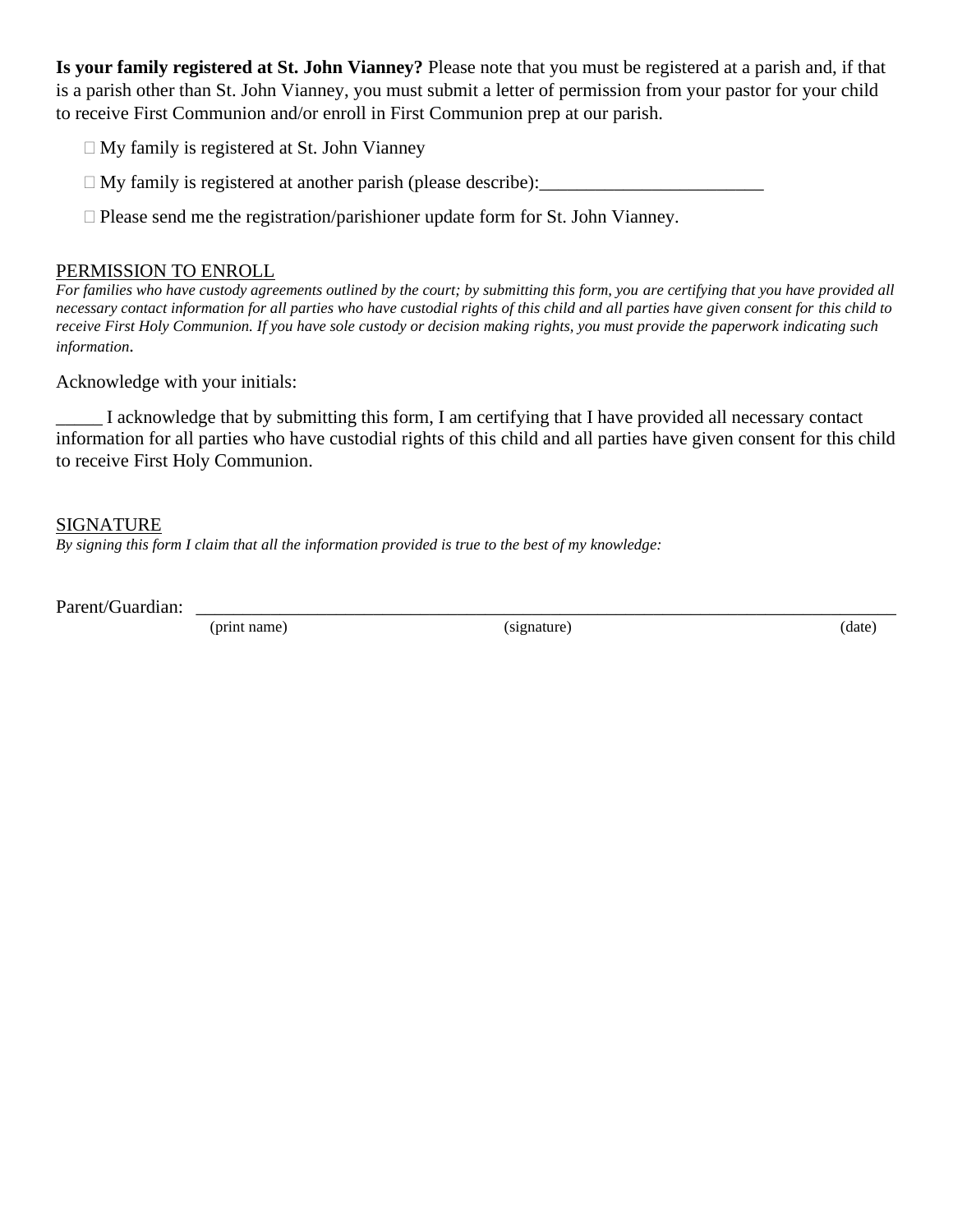**Is your family registered at St. John Vianney?** Please note that you must be registered at a parish and, if that is a parish other than St. John Vianney, you must submit a letter of permission from your pastor for your child to receive First Communion and/or enroll in First Communion prep at our parish.

☐ My family is registered at St. John Vianney

☐ My family is registered at another parish (please describe):________________________

☐ Please send me the registration/parishioner update form for St. John Vianney.

PERMISSION TO ENROLL

*For families who have custody agreements outlined by the court; by submitting this form, you are certifying that you have provided all necessary contact information for all parties who have custodial rights of this child and all parties have given consent for this child to receive First Holy Communion. If you have sole custody or decision making rights, you must provide the paperwork indicating such information.*

Acknowledge with your initials:

_____ I acknowledge that by submitting this form, I am certifying that I have provided all necessary contact information for all parties who have custodial rights of this child and all parties have given consent for this child to receive First Holy Communion.

SIGNATURE

*By signing this form I claim that all the information provided is true to the best of my knowledge:*

Parent/Guardian: ____________________________________________________________________________

(print name) (signature) (date)